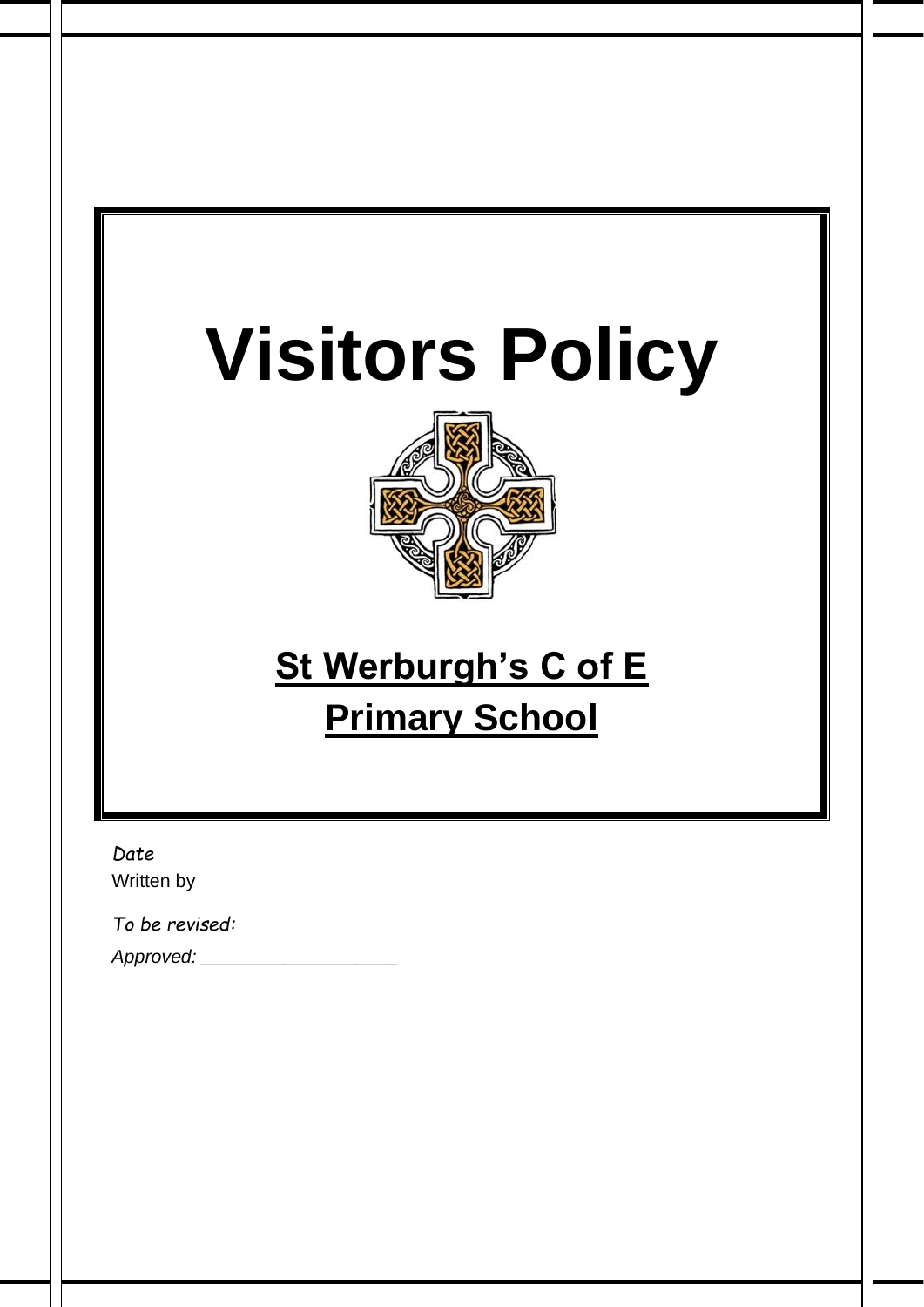# Visitors Policy

## St Werburgh's C of E Primary School

*Date*

Written by

*To be revised:*

*Approved:* ____________________

---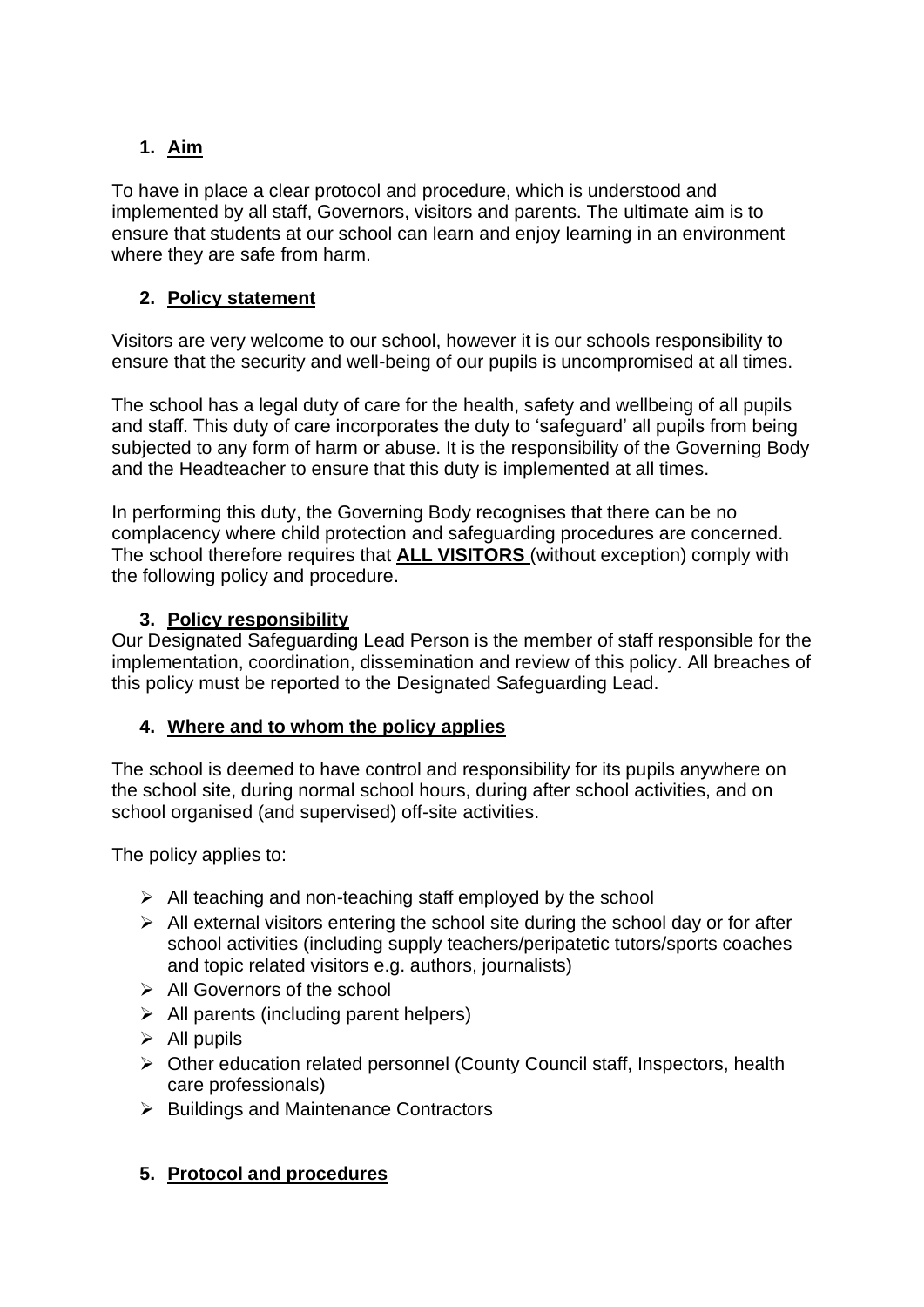## 1. Aim

To have in place a clear protocol and procedure, which is understood and implemented by all staff, Governors, visitors and parents. The ultimate aim is to ensure that students at our school can learn and enjoy learning in an environment where they are safe from harm.

## 2. Policy statement

Visitors are very welcome to our school, however it is our schools responsibility to ensure that the security and well-being of our pupils is uncompromised at all times.

The school has a legal duty of care for the health, safety and wellbeing of all pupils and staff. This duty of care incorporates the duty to 'safeguard' all pupils from being subjected to any form of harm or abuse. It is the responsibility of the Governing Body and the Headteacher to ensure that this duty is implemented at all times.

In performing this duty, the Governing Body recognises that there can be no complacency where child protection and safeguarding procedures are concerned. The school therefore requires that **ALL VISITORS** (without exception) comply with the following policy and procedure.

## 3. Policy responsibility

Our Designated Safeguarding Lead Person is the member of staff responsible for the implementation, coordination, dissemination and review of this policy. All breaches of this policy must be reported to the Designated Safeguarding Lead.

## 4. Where and to whom the policy applies

The school is deemed to have control and responsibility for its pupils anywhere on the school site, during normal school hours, during after school activities, and on school organised (and supervised) off-site activities.

The policy applies to:

- All teaching and non-teaching staff employed by the school
- All external visitors entering the school site during the school day or for after school activities (including supply teachers/peripatetic tutors/sports coaches and topic related visitors e.g. authors, journalists)
- All Governors of the school
- All parents (including parent helpers)
- All pupils
- Other education related personnel (County Council staff, Inspectors, health care professionals)
- Buildings and Maintenance Contractors

## 5. Protocol and procedures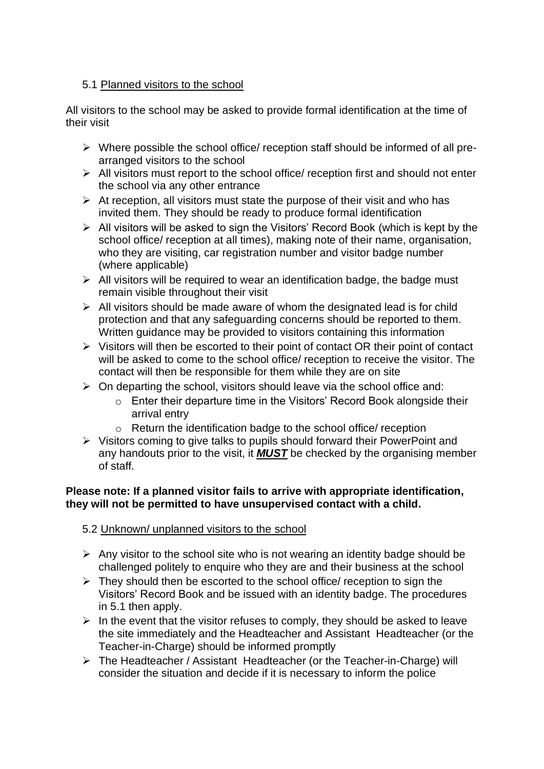### 5.1 Planned visitors to the school

All visitors to the school may be asked to provide formal identification at the time of their visit

- Where possible the school office/ reception staff should be informed of all pre-arranged visitors to the school
- All visitors must report to the school office/ reception first and should not enter the school via any other entrance
- At reception, all visitors must state the purpose of their visit and who has invited them. They should be ready to produce formal identification
- All visitors will be asked to sign the Visitors' Record Book (which is kept by the school office/ reception at all times), making note of their name, organisation, who they are visiting, car registration number and visitor badge number (where applicable)
- All visitors will be required to wear an identification badge, the badge must remain visible throughout their visit
- All visitors should be made aware of whom the designated lead is for child protection and that any safeguarding concerns should be reported to them. Written guidance may be provided to visitors containing this information
- Visitors will then be escorted to their point of contact OR their point of contact will be asked to come to the school office/ reception to receive the visitor. The contact will then be responsible for them while they are on site
- On departing the school, visitors should leave via the school office and:
    - Enter their departure time in the Visitors' Record Book alongside their arrival entry
    - Return the identification badge to the school office/ reception
- Visitors coming to give talks to pupils should forward their PowerPoint and any handouts prior to the visit, it ***MUST*** be checked by the organising member of staff.

**Please note: If a planned visitor fails to arrive with appropriate identification, they will not be permitted to have unsupervised contact with a child.**

### 5.2 Unknown/ unplanned visitors to the school

- Any visitor to the school site who is not wearing an identity badge should be challenged politely to enquire who they are and their business at the school
- They should then be escorted to the school office/ reception to sign the Visitors' Record Book and be issued with an identity badge. The procedures in 5.1 then apply.
- In the event that the visitor refuses to comply, they should be asked to leave the site immediately and the Headteacher and Assistant Headteacher (or the Teacher-in-Charge) should be informed promptly
- The Headteacher / Assistant Headteacher (or the Teacher-in-Charge) will consider the situation and decide if it is necessary to inform the police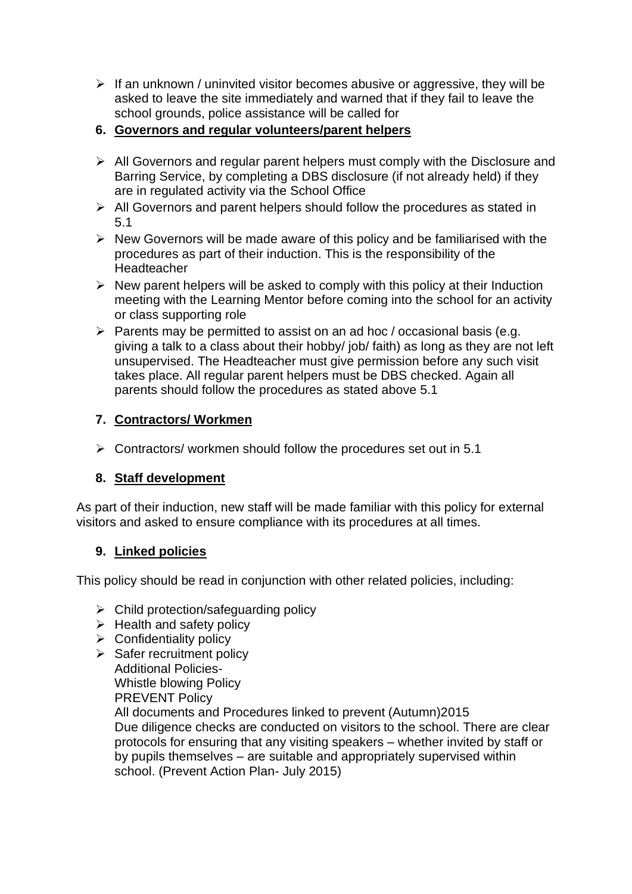- If an unknown / uninvited visitor becomes abusive or aggressive, they will be asked to leave the site immediately and warned that if they fail to leave the school grounds, police assistance will be called for

## 6. Governors and regular volunteers/parent helpers

- All Governors and regular parent helpers must comply with the Disclosure and Barring Service, by completing a DBS disclosure (if not already held) if they are in regulated activity via the School Office
- All Governors and parent helpers should follow the procedures as stated in 5.1
- New Governors will be made aware of this policy and be familiarised with the procedures as part of their induction. This is the responsibility of the Headteacher
- New parent helpers will be asked to comply with this policy at their Induction meeting with the Learning Mentor before coming into the school for an activity or class supporting role
- Parents may be permitted to assist on an ad hoc / occasional basis (e.g. giving a talk to a class about their hobby/ job/ faith) as long as they are not left unsupervised. The Headteacher must give permission before any such visit takes place. All regular parent helpers must be DBS checked. Again all parents should follow the procedures as stated above 5.1

## 7. Contractors/ Workmen

- Contractors/ workmen should follow the procedures set out in 5.1

## 8. Staff development

As part of their induction, new staff will be made familiar with this policy for external visitors and asked to ensure compliance with its procedures at all times.

## 9. Linked policies

This policy should be read in conjunction with other related policies, including:

- Child protection/safeguarding policy
- Health and safety policy
- Confidentiality policy
- Safer recruitment policy
  Additional Policies-
  Whistle blowing Policy
  PREVENT Policy
  All documents and Procedures linked to prevent (Autumn)2015
  Due diligence checks are conducted on visitors to the school. There are clear protocols for ensuring that any visiting speakers – whether invited by staff or by pupils themselves – are suitable and appropriately supervised within school. (Prevent Action Plan- July 2015)